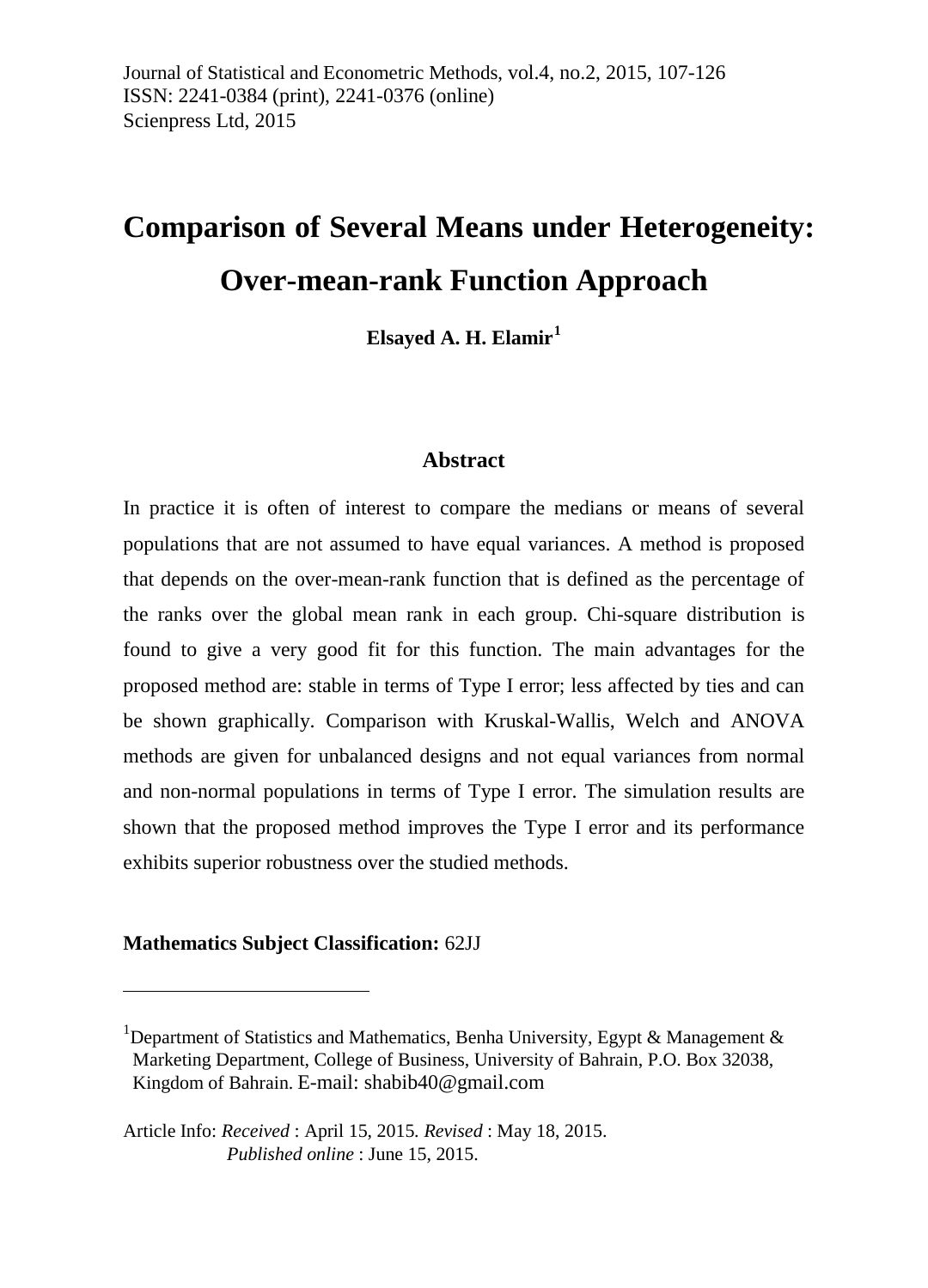# Comparison of Several Means under Heterogeneity: Over-mean-rank Function Approach

**Elsayed A. H. Elamir**[1]

## Abstract

In practice it is often of interest to compare the medians or means of several populations that are not assumed to have equal variances. A method is proposed that depends on the over-mean-rank function that is defined as the percentage of the ranks over the global mean rank in each group. Chi-square distribution is found to give a very good fit for this function. The main advantages for the proposed method are: stable in terms of Type I error; less affected by ties and can be shown graphically. Comparison with Kruskal-Wallis, Welch and ANOVA methods are given for unbalanced designs and not equal variances from normal and non-normal populations in terms of Type I error. The simulation results are shown that the proposed method improves the Type I error and its performance exhibits superior robustness over the studied methods.

**Mathematics Subject Classification:** 62JJ

---

[1] Department of Statistics and Mathematics, Benha University, Egypt & Management & Marketing Department, College of Business, University of Bahrain, P.O. Box 32038, Kingdom of Bahrain. E-mail: shabib40@gmail.com

Article Info: *Received* : April 15, 2015. *Revised* : May 18, 2015.
*Published online* : June 15, 2015.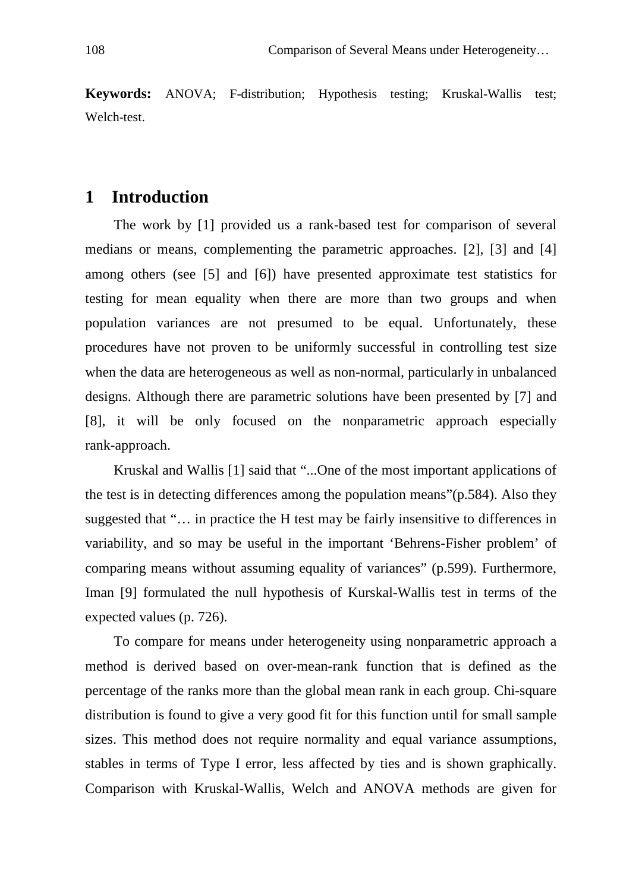**Keywords:** ANOVA; F-distribution; Hypothesis testing; Kruskal-Wallis test; Welch-test.

# 1 Introduction

The work by [1] provided us a rank-based test for comparison of several medians or means, complementing the parametric approaches. [2], [3] and [4] among others (see [5] and [6]) have presented approximate test statistics for testing for mean equality when there are more than two groups and when population variances are not presumed to be equal. Unfortunately, these procedures have not proven to be uniformly successful in controlling test size when the data are heterogeneous as well as non-normal, particularly in unbalanced designs. Although there are parametric solutions have been presented by [7] and [8], it will be only focused on the nonparametric approach especially rank-approach.

Kruskal and Wallis [1] said that "...One of the most important applications of the test is in detecting differences among the population means"(p.584). Also they suggested that "… in practice the H test may be fairly insensitive to differences in variability, and so may be useful in the important 'Behrens-Fisher problem' of comparing means without assuming equality of variances" (p.599). Furthermore, Iman [9] formulated the null hypothesis of Kurskal-Wallis test in terms of the expected values (p. 726).

To compare for means under heterogeneity using nonparametric approach a method is derived based on over-mean-rank function that is defined as the percentage of the ranks more than the global mean rank in each group. Chi-square distribution is found to give a very good fit for this function until for small sample sizes. This method does not require normality and equal variance assumptions, stables in terms of Type I error, less affected by ties and is shown graphically. Comparison with Kruskal-Wallis, Welch and ANOVA methods are given for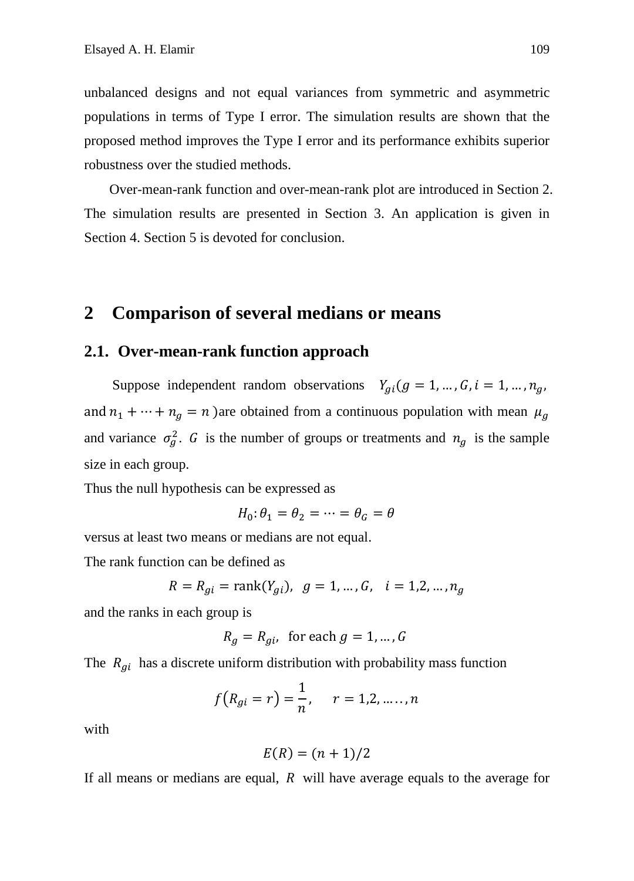unbalanced designs and not equal variances from symmetric and asymmetric populations in terms of Type I error. The simulation results are shown that the proposed method improves the Type I error and its performance exhibits superior robustness over the studied methods.

Over-mean-rank function and over-mean-rank plot are introduced in Section 2. The simulation results are presented in Section 3. An application is given in Section 4. Section 5 is devoted for conclusion.

## 2 Comparison of several medians or means

### 2.1. Over-mean-rank function approach

Suppose independent random observations $Y_{gi}(g = 1, \dots, G, i = 1, \dots, n_g,$ and $n_1 + \cdots + n_g = n$ )are obtained from a continuous population with mean $\mu_g$ and variance $\sigma_g^2$. $G$ is the number of groups or treatments and $n_g$ is the sample size in each group.

Thus the null hypothesis can be expressed as

$$H_0: \theta_1 = \theta_2 = \cdots = \theta_G = \theta$$

versus at least two means or medians are not equal.

The rank function can be defined as

$$R = R_{gi} = \text{rank}(Y_{gi}), \quad g = 1, \dots, G, \quad i = 1, 2, \dots, n_g$$

and the ranks in each group is

$$R_g = R_{gi}, \quad \text{for each } g = 1, \dots, G$$

The $R_{gi}$ has a discrete uniform distribution with probability mass function

$$f(R_{gi} = r) = \frac{1}{n}, \quad r = 1, 2, \dots \dots, n$$

with

$$E(R) = (n + 1)/2$$

If all means or medians are equal, $R$ will have average equals to the average for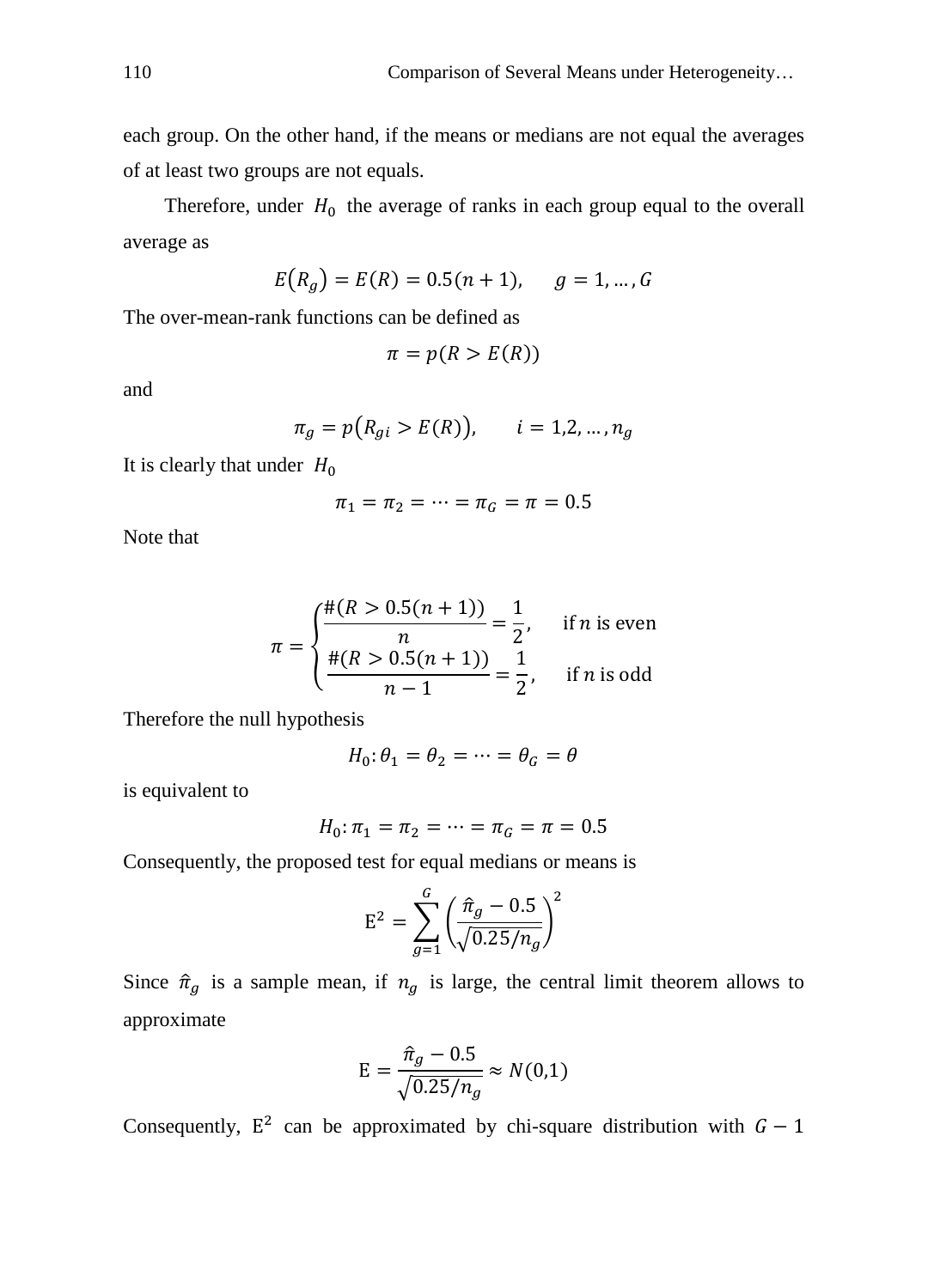each group. On the other hand, if the means or medians are not equal the averages of at least two groups are not equals.

Therefore, under $H_0$ the average of ranks in each group equal to the overall average as

$$E(R_g) = E(R) = 0.5(n+1), \quad g = 1, \dots, G$$

The over-mean-rank functions can be defined as

$$\pi = p(R > E(R))$$

and

$$\pi_g = p(R_{gi} > E(R)), \quad i = 1,2, \dots, n_g$$

It is clearly that under $H_0$

$$\pi_1 = \pi_2 = \cdots = \pi_G = \pi = 0.5$$

Note that

$$\pi = \begin{cases} \dfrac{\#(R > 0.5(n+1))}{n} = \dfrac{1}{2}, & \text{if } n \text{ is even} \\ \dfrac{\#(R > 0.5(n+1))}{n-1} = \dfrac{1}{2}, & \text{if } n \text{ is odd} \end{cases}$$

Therefore the null hypothesis

$$H_0: \theta_1 = \theta_2 = \cdots = \theta_G = \theta$$

is equivalent to

$$H_0: \pi_1 = \pi_2 = \cdots = \pi_G = \pi = 0.5$$

Consequently, the proposed test for equal medians or means is

$$\mathrm{E}^2 = \sum_{g=1}^{G} \left( \frac{\hat{\pi}_g - 0.5}{\sqrt{0.25/n_g}} \right)^2$$

Since $\hat{\pi}_g$ is a sample mean, if $n_g$ is large, the central limit theorem allows to approximate

$$\mathrm{E} = \frac{\hat{\pi}_g - 0.5}{\sqrt{0.25/n_g}} \approx N(0,1)$$

Consequently, $\mathrm{E}^2$ can be approximated by chi-square distribution with $G-1$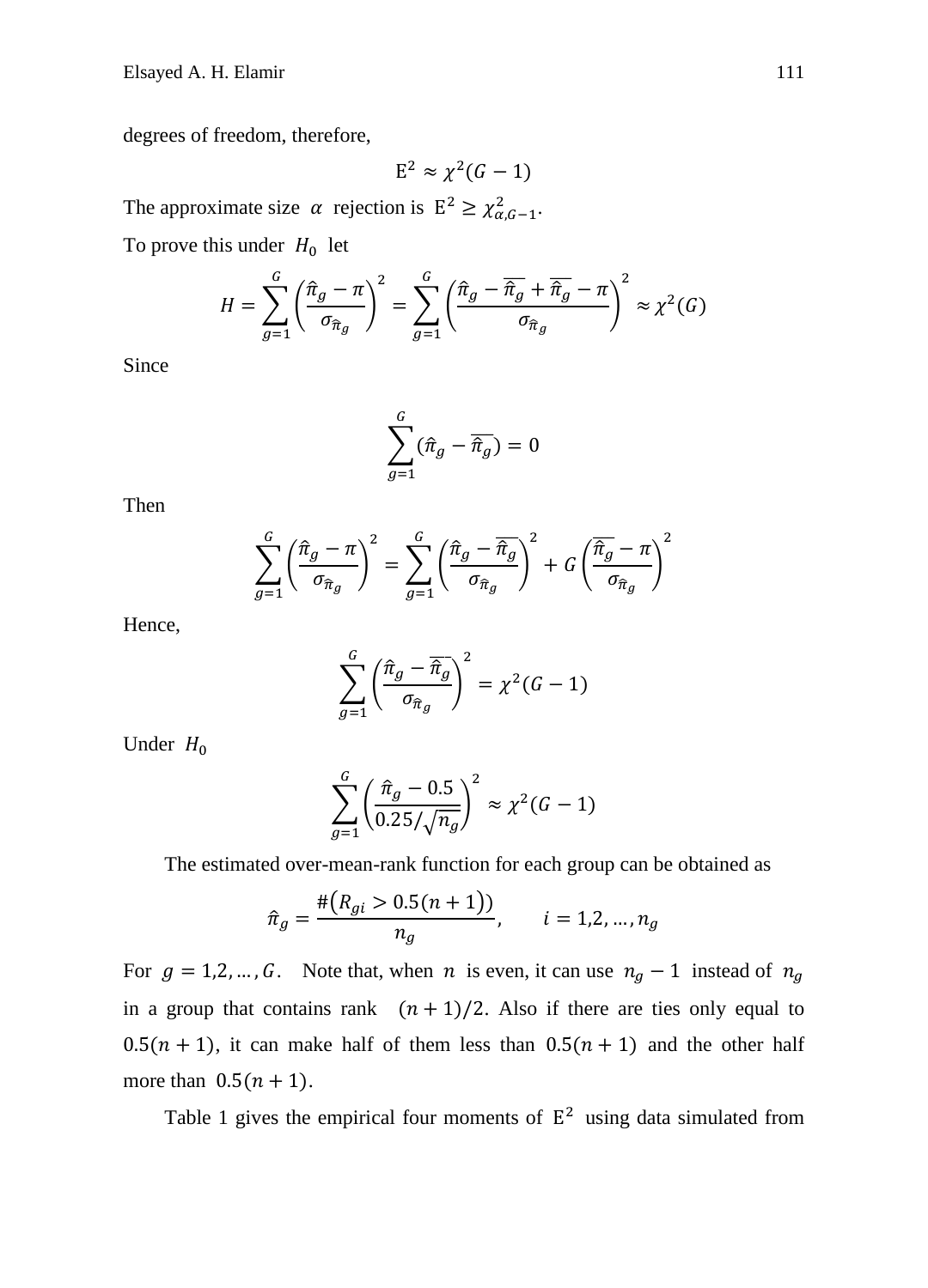degrees of freedom, therefore,

$$\mathrm{E}^2 \approx \chi^2(G-1)$$

The approximate size $\alpha$ rejection is $\mathrm{E}^2 \geq \chi^2_{\alpha,G-1}$.

To prove this under $H_0$ let

$$H = \sum_{g=1}^{G} \left( \frac{\hat{\pi}_g - \pi}{\sigma_{\hat{\pi}_g}} \right)^2 = \sum_{g=1}^{G} \left( \frac{\hat{\pi}_g - \overline{\hat{\pi}_g} + \overline{\hat{\pi}_g} - \pi}{\sigma_{\hat{\pi}_g}} \right)^2 \approx \chi^2(G)$$

Since

$$\sum_{g=1}^{G} (\hat{\pi}_g - \overline{\hat{\pi}_g}) = 0$$

Then

$$\sum_{g=1}^{G} \left( \frac{\hat{\pi}_g - \pi}{\sigma_{\hat{\pi}_g}} \right)^2 = \sum_{g=1}^{G} \left( \frac{\hat{\pi}_g - \overline{\hat{\pi}_g}}{\sigma_{\hat{\pi}_g}} \right)^2 + G \left( \frac{\overline{\hat{\pi}_g} - \pi}{\sigma_{\hat{\pi}_g}} \right)^2$$

Hence,

$$\sum_{g=1}^{G} \left( \frac{\hat{\pi}_g - \overline{\hat{\pi}_g}}{\sigma_{\hat{\pi}_g}} \right)^2 = \chi^2(G-1)$$

Under $H_0$

$$\sum_{g=1}^{G} \left( \frac{\hat{\pi}_g - 0.5}{0.25/\sqrt{n_g}} \right)^2 \approx \chi^2(G-1)$$

The estimated over-mean-rank function for each group can be obtained as

$$\hat{\pi}_g = \frac{\#\big(R_{gi} > 0.5(n+1)\big)}{n_g}, \qquad i = 1,2,\ldots,n_g$$

For $g = 1,2,\ldots,G$. Note that, when $n$ is even, it can use $n_g - 1$ instead of $n_g$ in a group that contains rank $(n+1)/2$. Also if there are ties only equal to $0.5(n+1)$, it can make half of them less than $0.5(n+1)$ and the other half more than $0.5(n+1)$.

Table 1 gives the empirical four moments of $\mathrm{E}^2$ using data simulated from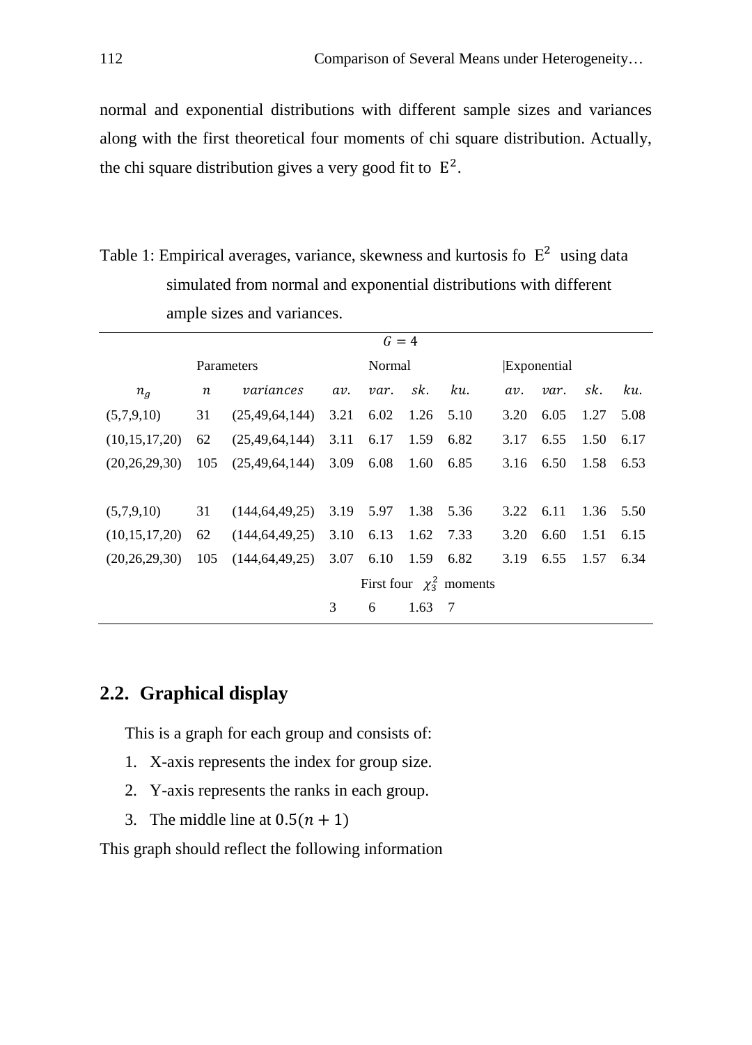normal and exponential distributions with different sample sizes and variances along with the first theoretical four moments of chi square distribution. Actually, the chi square distribution gives a very good fit to $E^2$.

Table 1: Empirical averages, variance, skewness and kurtosis fo $E^2$ using data simulated from normal and exponential distributions with different ample sizes and variances.

| $G = 4$ | | | | | | | | | | |
|---|---|---|---|---|---|---|---|---|---|---|
| Parameters | | | Normal | | | | Exponential | | | |
| $n_g$ | $n$ | *variances* | *av.* | *var.* | *sk.* | *ku.* | *av.* | *var.* | *sk.* | *ku.* |
| (5,7,9,10) | 31 | (25,49,64,144) | 3.21 | 6.02 | 1.26 | 5.10 | 3.20 | 6.05 | 1.27 | 5.08 |
| (10,15,17,20) | 62 | (25,49,64,144) | 3.11 | 6.17 | 1.59 | 6.82 | 3.17 | 6.55 | 1.50 | 6.17 |
| (20,26,29,30) | 105 | (25,49,64,144) | 3.09 | 6.08 | 1.60 | 6.85 | 3.16 | 6.50 | 1.58 | 6.53 |
| (5,7,9,10) | 31 | (144,64,49,25) | 3.19 | 5.97 | 1.38 | 5.36 | 3.22 | 6.11 | 1.36 | 5.50 |
| (10,15,17,20) | 62 | (144,64,49,25) | 3.10 | 6.13 | 1.62 | 7.33 | 3.20 | 6.60 | 1.51 | 6.15 |
| (20,26,29,30) | 105 | (144,64,49,25) | 3.07 | 6.10 | 1.59 | 6.82 | 3.19 | 6.55 | 1.57 | 6.34 |
| | | | First four $\chi_3^2$ moments | | | | | | | |
| | | | 3 | 6 | 1.63 | 7 | | | | |

## 2.2. Graphical display

This is a graph for each group and consists of:

1. X-axis represents the index for group size.
2. Y-axis represents the ranks in each group.
3. The middle line at $0.5(n+1)$

This graph should reflect the following information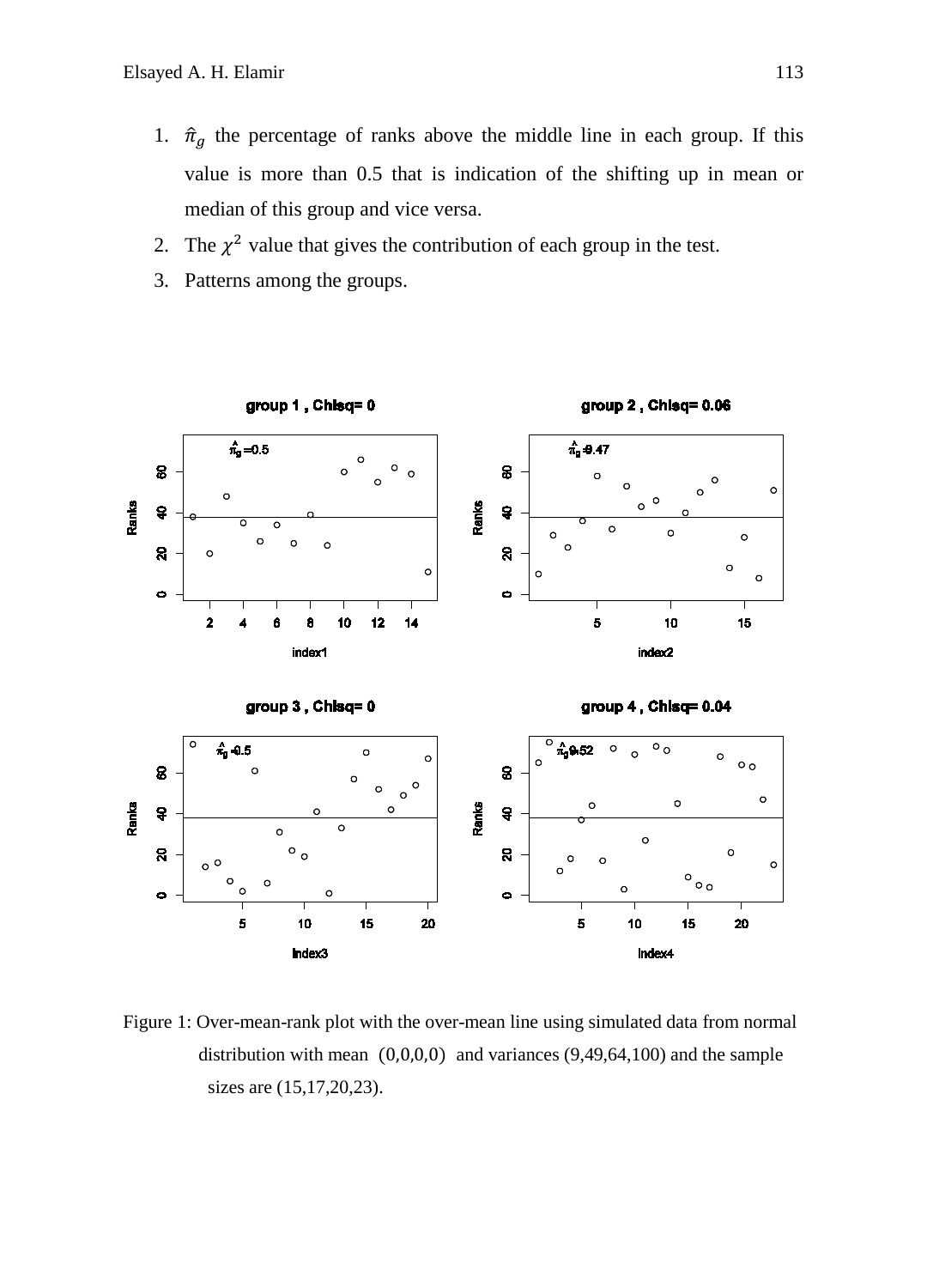1. $\hat{\pi}_g$ the percentage of ranks above the middle line in each group. If this value is more than 0.5 that is indication of the shifting up in mean or median of this group and vice versa.
2. The $\chi^2$ value that gives the contribution of each group in the test.
3. Patterns among the groups.

Figure 1: Over-mean-rank plot with the over-mean line using simulated data from normal distribution with mean $(0,0,0,0)$ and variances (9,49,64,100) and the sample sizes are (15,17,20,23).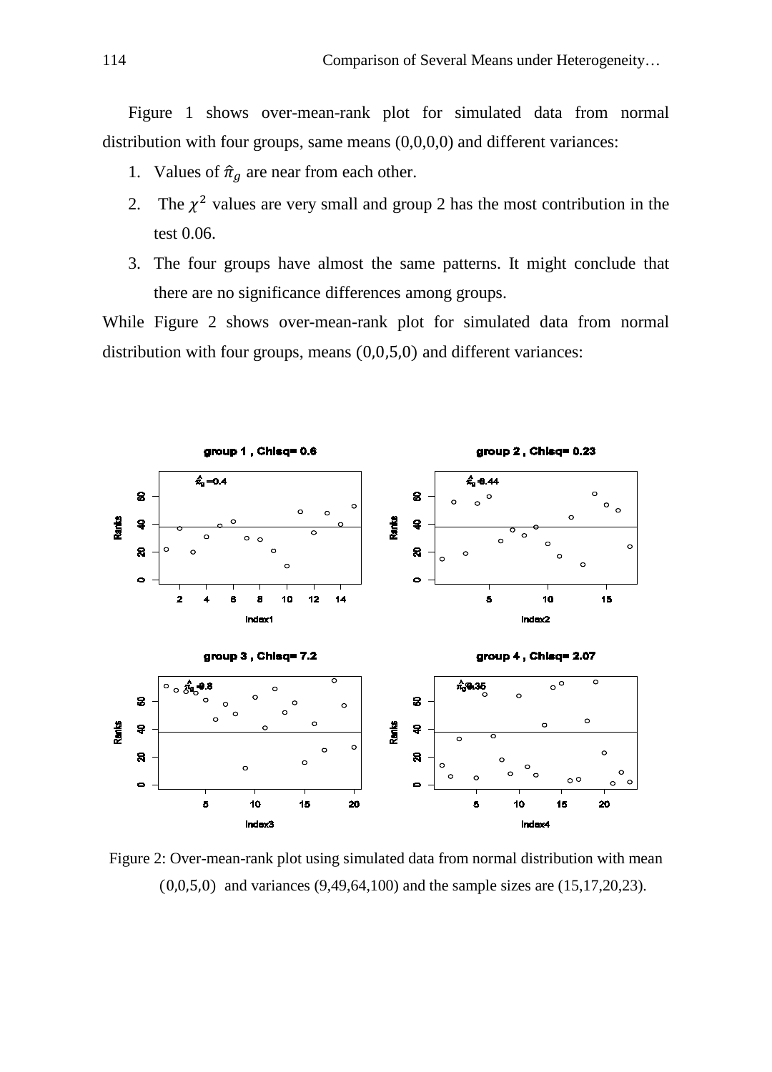Figure 1 shows over-mean-rank plot for simulated data from normal distribution with four groups, same means (0,0,0,0) and different variances:

1. Values of $\hat{\pi}_g$ are near from each other.
2. The $\chi^2$ values are very small and group 2 has the most contribution in the test 0.06.
3. The four groups have almost the same patterns. It might conclude that there are no significance differences among groups.

While Figure 2 shows over-mean-rank plot for simulated data from normal distribution with four groups, means (0,0,5,0) and different variances:

Figure 2: Over-mean-rank plot using simulated data from normal distribution with mean (0,0,5,0) and variances (9,49,64,100) and the sample sizes are (15,17,20,23).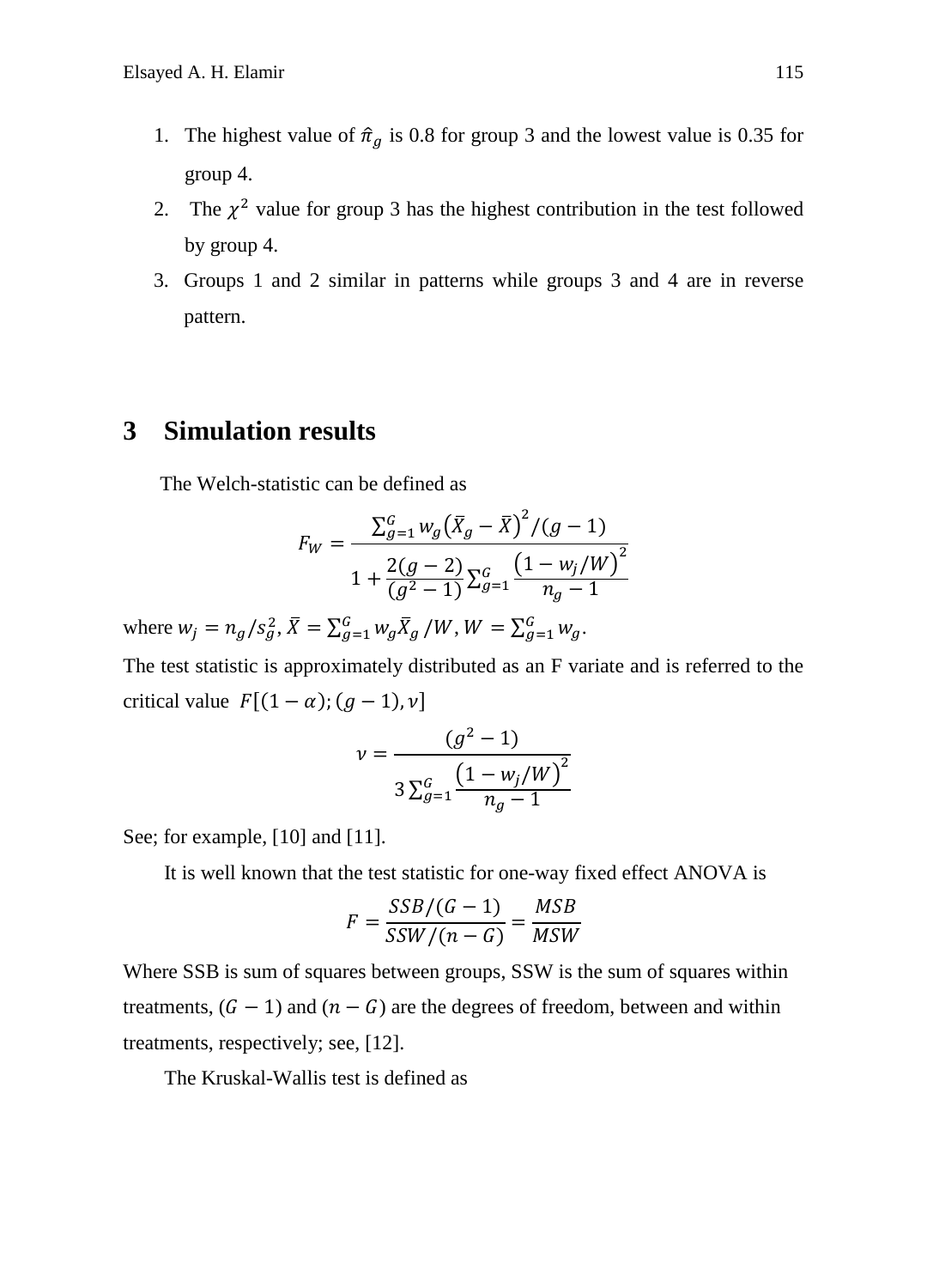1. The highest value of $\hat{\pi}_g$ is 0.8 for group 3 and the lowest value is 0.35 for group 4.
2. The $\chi^2$ value for group 3 has the highest contribution in the test followed by group 4.
3. Groups 1 and 2 similar in patterns while groups 3 and 4 are in reverse pattern.

# 3 Simulation results

The Welch-statistic can be defined as

$$F_W = \frac{\sum_{g=1}^{G} w_g \left(\bar{X}_g - \bar{X}\right)^2 / (g-1)}{1 + \frac{2(g-2)}{(g^2-1)} \sum_{g=1}^{G} \frac{\left(1 - w_j/W\right)^2}{n_g - 1}}$$

where $w_j = n_g / s_g^2$, $\bar{X} = \sum_{g=1}^{G} w_g \bar{X}_g / W$, $W = \sum_{g=1}^{G} w_g$.

The test statistic is approximately distributed as an F variate and is referred to the critical value $F[(1-\alpha);(g-1),\nu]$

$$\nu = \frac{(g^2-1)}{3\sum_{g=1}^{G} \frac{\left(1 - w_j/W\right)^2}{n_g - 1}}$$

See; for example, [10] and [11].

It is well known that the test statistic for one-way fixed effect ANOVA is

$$F = \frac{SSB/(G-1)}{SSW/(n-G)} = \frac{MSB}{MSW}$$

Where SSB is sum of squares between groups, SSW is the sum of squares within treatments, $(G-1)$ and $(n-G)$ are the degrees of freedom, between and within treatments, respectively; see, [12].

The Kruskal-Wallis test is defined as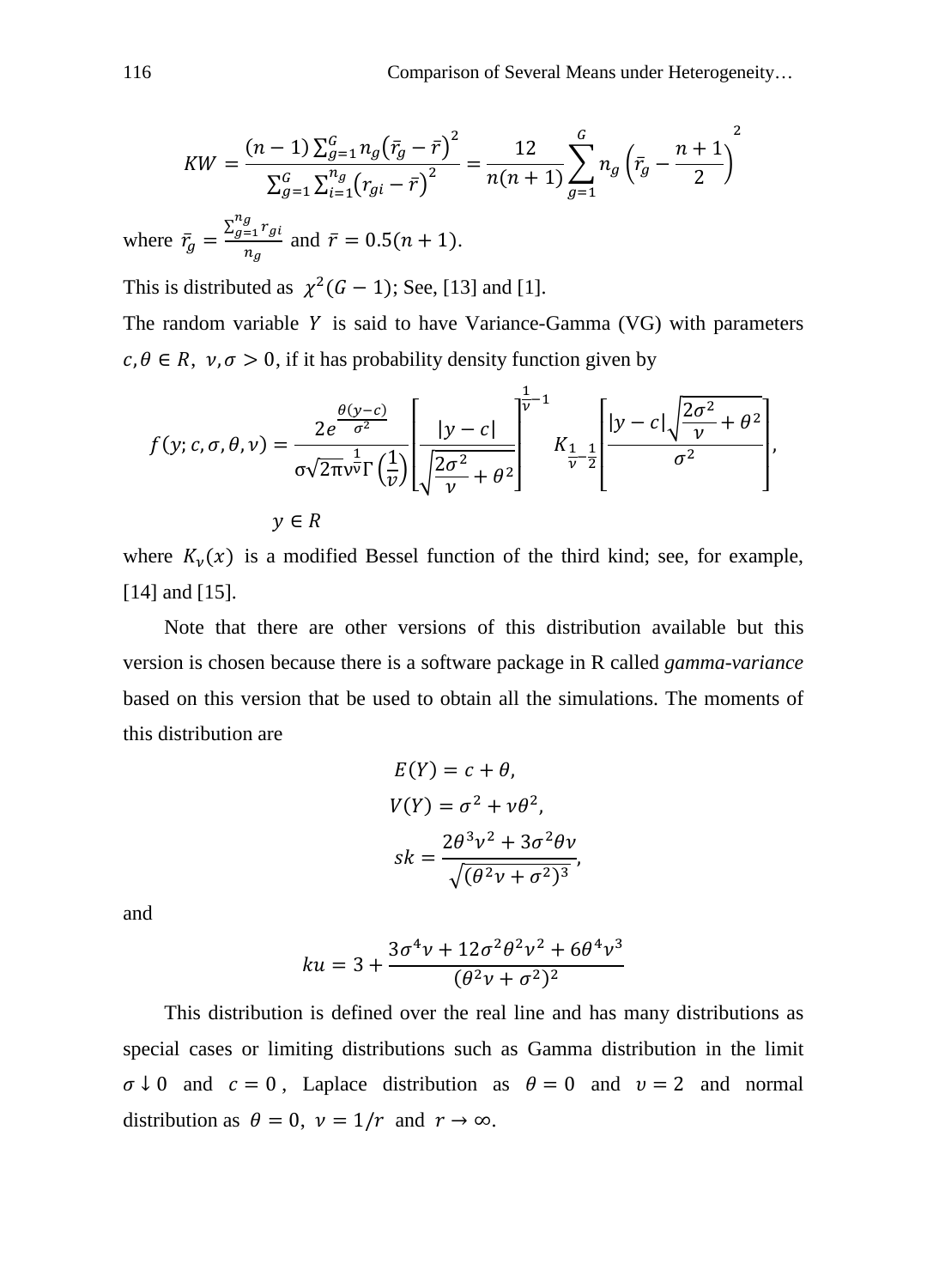$$KW = \frac{(n-1)\sum_{g=1}^{G} n_g\left(\bar{r}_g - \bar{r}\right)^2}{\sum_{g=1}^{G}\sum_{i=1}^{n_g}\left(r_{gi} - \bar{r}\right)^2} = \frac{12}{n(n+1)}\sum_{g=1}^{G} n_g\left(\bar{r}_g - \frac{n+1}{2}\right)^2$$

where $\bar{r}_g = \frac{\sum_{g=1}^{n_g} r_{gi}}{n_g}$ and $\bar{r} = 0.5(n+1)$.

This is distributed as $\chi^2(G-1)$; See, [13] and [1].

The random variable $Y$ is said to have Variance-Gamma (VG) with parameters $c, \theta \in R,\ \nu, \sigma > 0$, if it has probability density function given by

$$f(y; c, \sigma, \theta, \nu) = \frac{2e^{\frac{\theta(y-c)}{\sigma^2}}}{\sigma\sqrt{2\pi}\nu^{\frac{1}{\nu}}\Gamma\left(\frac{1}{\nu}\right)}\left[\frac{|y-c|}{\sqrt{\frac{2\sigma^2}{\nu}+\theta^2}}\right]^{\frac{1}{\nu}-1} K_{\frac{1}{\nu}-\frac{1}{2}}\left[\frac{|y-c|\sqrt{\frac{2\sigma^2}{\nu}+\theta^2}}{\sigma^2}\right],$$

$$y \in R$$

where $K_\nu(x)$ is a modified Bessel function of the third kind; see, for example, [14] and [15].

Note that there are other versions of this distribution available but this version is chosen because there is a software package in R called *gamma-variance* based on this version that be used to obtain all the simulations. The moments of this distribution are

$$E(Y) = c + \theta,$$

$$V(Y) = \sigma^2 + \nu\theta^2,$$

$$sk = \frac{2\theta^3\nu^2 + 3\sigma^2\theta\nu}{\sqrt{(\theta^2\nu + \sigma^2)^3}},$$

and

$$ku = 3 + \frac{3\sigma^4\nu + 12\sigma^2\theta^2\nu^2 + 6\theta^4\nu^3}{(\theta^2\nu + \sigma^2)^2}$$

This distribution is defined over the real line and has many distributions as special cases or limiting distributions such as Gamma distribution in the limit $\sigma \downarrow 0$ and $c = 0$, Laplace distribution as $\theta = 0$ and $\upsilon = 2$ and normal distribution as $\theta = 0,\ \nu = 1/r$ and $r \to \infty$.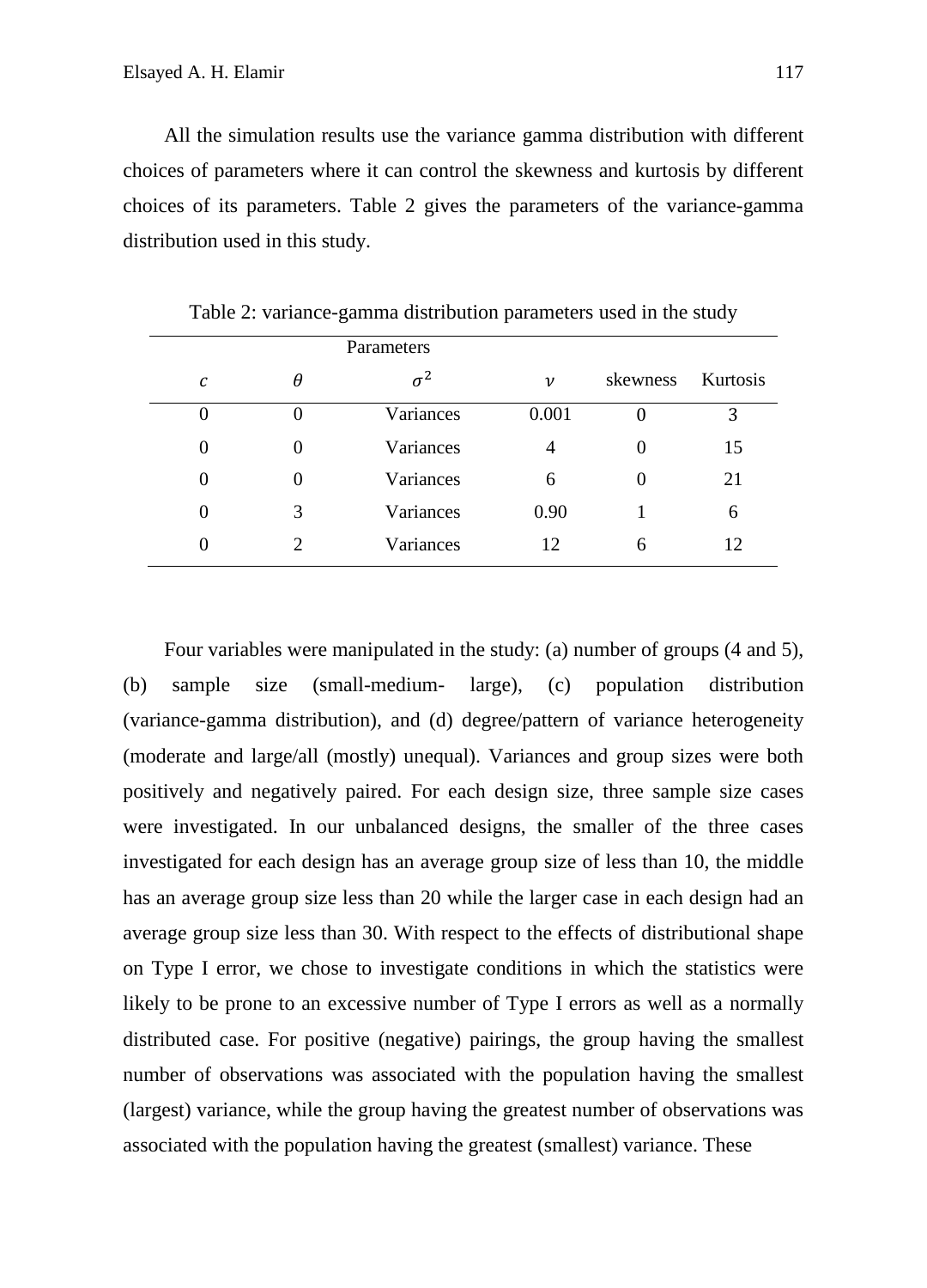All the simulation results use the variance gamma distribution with different choices of parameters where it can control the skewness and kurtosis by different choices of its parameters. Table 2 gives the parameters of the variance-gamma distribution used in this study.

Table 2: variance-gamma distribution parameters used in the study

| Parameters | | | | | |
|---|---|---|---|---|---|
| $c$ | $\theta$ | $\sigma^2$ | $\nu$ | skewness | Kurtosis |
| 0 | 0 | Variances | 0.001 | 0 | 3 |
| 0 | 0 | Variances | 4 | 0 | 15 |
| 0 | 0 | Variances | 6 | 0 | 21 |
| 0 | 3 | Variances | 0.90 | 1 | 6 |
| 0 | 2 | Variances | 12 | 6 | 12 |

Four variables were manipulated in the study: (a) number of groups (4 and 5), (b) sample size (small-medium- large), (c) population distribution (variance-gamma distribution), and (d) degree/pattern of variance heterogeneity (moderate and large/all (mostly) unequal). Variances and group sizes were both positively and negatively paired. For each design size, three sample size cases were investigated. In our unbalanced designs, the smaller of the three cases investigated for each design has an average group size of less than 10, the middle has an average group size less than 20 while the larger case in each design had an average group size less than 30. With respect to the effects of distributional shape on Type I error, we chose to investigate conditions in which the statistics were likely to be prone to an excessive number of Type I errors as well as a normally distributed case. For positive (negative) pairings, the group having the smallest number of observations was associated with the population having the smallest (largest) variance, while the group having the greatest number of observations was associated with the population having the greatest (smallest) variance. These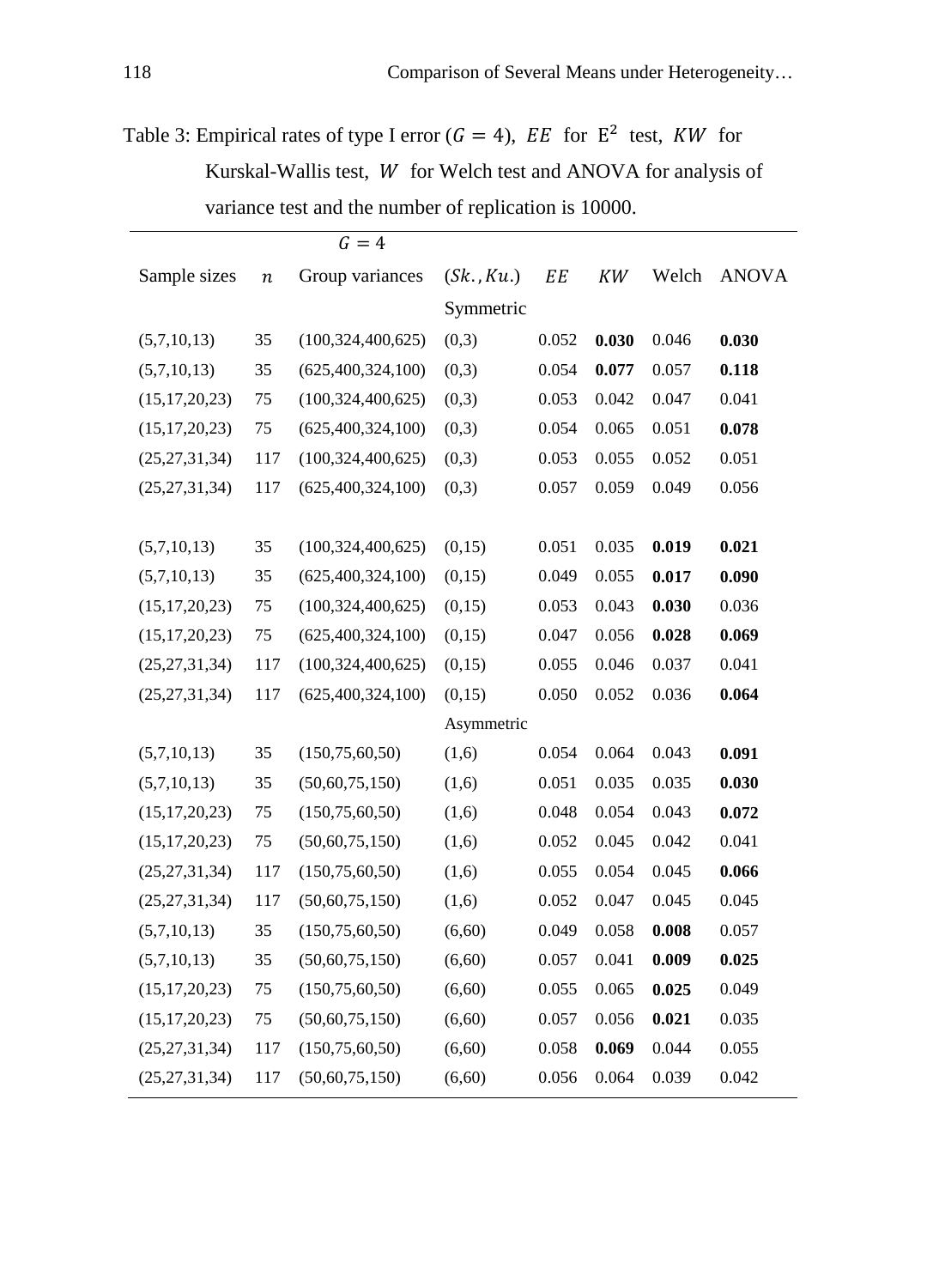Table 3: Empirical rates of type I error ($G = 4$), $EE$ for $\mathrm{E}^2$ test, $KW$ for Kurskal-Wallis test, $W$ for Welch test and ANOVA for analysis of variance test and the number of replication is 10000.

| | | $G = 4$ | | | | | |
|---|---|---|---|---|---|---|---|
| Sample sizes | $n$ | Group variances | $(Sk., Ku.)$ | $EE$ | $KW$ | Welch | ANOVA |
| | | | Symmetric | | | | |
| (5,7,10,13) | 35 | (100,324,400,625) | (0,3) | 0.052 | **0.030** | 0.046 | **0.030** |
| (5,7,10,13) | 35 | (625,400,324,100) | (0,3) | 0.054 | **0.077** | 0.057 | **0.118** |
| (15,17,20,23) | 75 | (100,324,400,625) | (0,3) | 0.053 | 0.042 | 0.047 | 0.041 |
| (15,17,20,23) | 75 | (625,400,324,100) | (0,3) | 0.054 | 0.065 | 0.051 | **0.078** |
| (25,27,31,34) | 117 | (100,324,400,625) | (0,3) | 0.053 | 0.055 | 0.052 | 0.051 |
| (25,27,31,34) | 117 | (625,400,324,100) | (0,3) | 0.057 | 0.059 | 0.049 | 0.056 |
| | | | | | | | |
| (5,7,10,13) | 35 | (100,324,400,625) | (0,15) | 0.051 | 0.035 | **0.019** | **0.021** |
| (5,7,10,13) | 35 | (625,400,324,100) | (0,15) | 0.049 | 0.055 | **0.017** | **0.090** |
| (15,17,20,23) | 75 | (100,324,400,625) | (0,15) | 0.053 | 0.043 | **0.030** | 0.036 |
| (15,17,20,23) | 75 | (625,400,324,100) | (0,15) | 0.047 | 0.056 | **0.028** | **0.069** |
| (25,27,31,34) | 117 | (100,324,400,625) | (0,15) | 0.055 | 0.046 | 0.037 | 0.041 |
| (25,27,31,34) | 117 | (625,400,324,100) | (0,15) | 0.050 | 0.052 | 0.036 | **0.064** |
| | | | Asymmetric | | | | |
| (5,7,10,13) | 35 | (150,75,60,50) | (1,6) | 0.054 | 0.064 | 0.043 | **0.091** |
| (5,7,10,13) | 35 | (50,60,75,150) | (1,6) | 0.051 | 0.035 | 0.035 | **0.030** |
| (15,17,20,23) | 75 | (150,75,60,50) | (1,6) | 0.048 | 0.054 | 0.043 | **0.072** |
| (15,17,20,23) | 75 | (50,60,75,150) | (1,6) | 0.052 | 0.045 | 0.042 | 0.041 |
| (25,27,31,34) | 117 | (150,75,60,50) | (1,6) | 0.055 | 0.054 | 0.045 | **0.066** |
| (25,27,31,34) | 117 | (50,60,75,150) | (1,6) | 0.052 | 0.047 | 0.045 | 0.045 |
| (5,7,10,13) | 35 | (150,75,60,50) | (6,60) | 0.049 | 0.058 | **0.008** | 0.057 |
| (5,7,10,13) | 35 | (50,60,75,150) | (6,60) | 0.057 | 0.041 | **0.009** | **0.025** |
| (15,17,20,23) | 75 | (150,75,60,50) | (6,60) | 0.055 | 0.065 | **0.025** | 0.049 |
| (15,17,20,23) | 75 | (50,60,75,150) | (6,60) | 0.057 | 0.056 | **0.021** | 0.035 |
| (25,27,31,34) | 117 | (150,75,60,50) | (6,60) | 0.058 | **0.069** | 0.044 | 0.055 |
| (25,27,31,34) | 117 | (50,60,75,150) | (6,60) | 0.056 | 0.064 | 0.039 | 0.042 |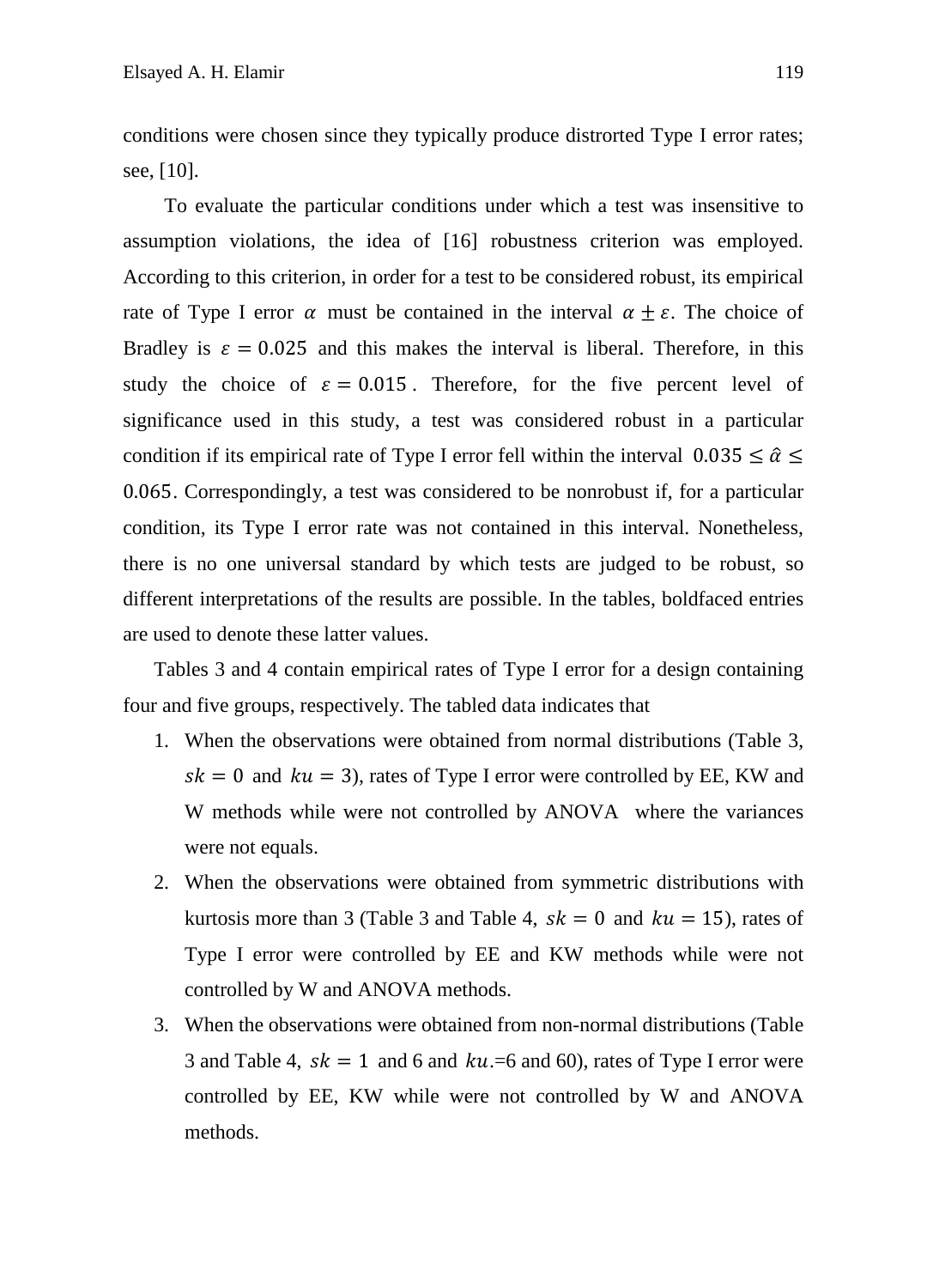conditions were chosen since they typically produce distrorted Type I error rates; see, [10].

To evaluate the particular conditions under which a test was insensitive to assumption violations, the idea of [16] robustness criterion was employed. According to this criterion, in order for a test to be considered robust, its empirical rate of Type I error $\alpha$ must be contained in the interval $\alpha \pm \varepsilon$. The choice of Bradley is $\varepsilon = 0.025$ and this makes the interval is liberal. Therefore, in this study the choice of $\varepsilon = 0.015$. Therefore, for the five percent level of significance used in this study, a test was considered robust in a particular condition if its empirical rate of Type I error fell within the interval $0.035 \leq \hat{\alpha} \leq 0.065$. Correspondingly, a test was considered to be nonrobust if, for a particular condition, its Type I error rate was not contained in this interval. Nonetheless, there is no one universal standard by which tests are judged to be robust, so different interpretations of the results are possible. In the tables, boldfaced entries are used to denote these latter values.

Tables 3 and 4 contain empirical rates of Type I error for a design containing four and five groups, respectively. The tabled data indicates that

1. When the observations were obtained from normal distributions (Table 3, $sk = 0$ and $ku = 3$), rates of Type I error were controlled by EE, KW and W methods while were not controlled by ANOVA where the variances were not equals.
2. When the observations were obtained from symmetric distributions with kurtosis more than 3 (Table 3 and Table 4, $sk = 0$ and $ku = 15$), rates of Type I error were controlled by EE and KW methods while were not controlled by W and ANOVA methods.
3. When the observations were obtained from non-normal distributions (Table 3 and Table 4, $sk = 1$ and 6 and $ku$.=6 and 60), rates of Type I error were controlled by EE, KW while were not controlled by W and ANOVA methods.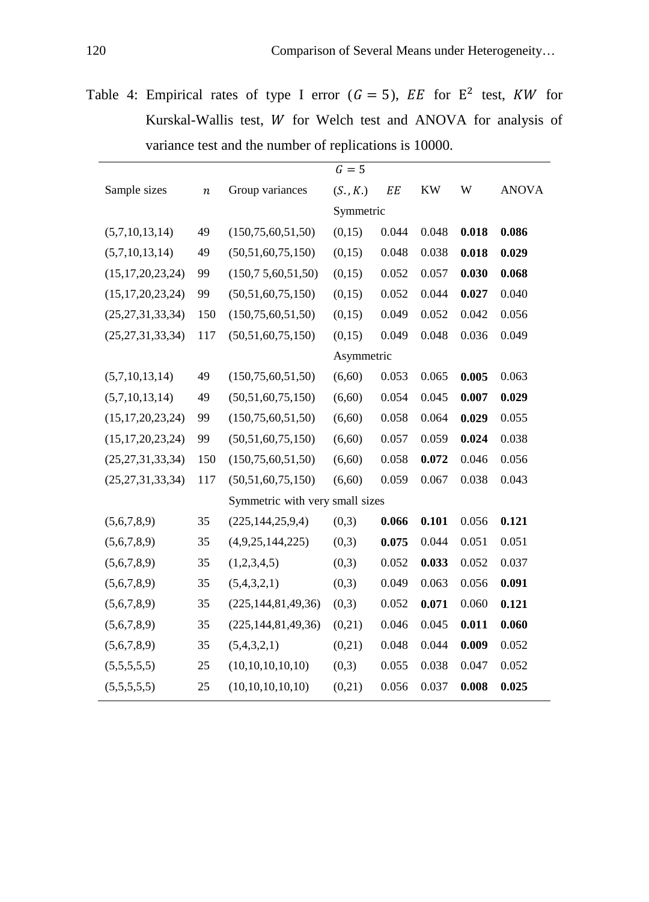Table 4: Empirical rates of type I error ($G = 5$), $EE$ for $\mathrm{E}^2$ test, $KW$ for Kurskal-Wallis test, $W$ for Welch test and ANOVA for analysis of variance test and the number of replications is 10000.

| | | | $G = 5$ | | | | |
|---|---|---|---|---|---|---|---|
| Sample sizes | $n$ | Group variances | $(S., K.)$ | $EE$ | KW | W | ANOVA |
| | | | Symmetric | | | | |
| (5,7,10,13,14) | 49 | (150,75,60,51,50) | (0,15) | 0.044 | 0.048 | **0.018** | **0.086** |
| (5,7,10,13,14) | 49 | (50,51,60,75,150) | (0,15) | 0.048 | 0.038 | **0.018** | **0.029** |
| (15,17,20,23,24) | 99 | (150,7 5,60,51,50) | (0,15) | 0.052 | 0.057 | **0.030** | **0.068** |
| (15,17,20,23,24) | 99 | (50,51,60,75,150) | (0,15) | 0.052 | 0.044 | **0.027** | 0.040 |
| (25,27,31,33,34) | 150 | (150,75,60,51,50) | (0,15) | 0.049 | 0.052 | 0.042 | 0.056 |
| (25,27,31,33,34) | 117 | (50,51,60,75,150) | (0,15) | 0.049 | 0.048 | 0.036 | 0.049 |
| | | | Asymmetric | | | | |
| (5,7,10,13,14) | 49 | (150,75,60,51,50) | (6,60) | 0.053 | 0.065 | **0.005** | 0.063 |
| (5,7,10,13,14) | 49 | (50,51,60,75,150) | (6,60) | 0.054 | 0.045 | **0.007** | **0.029** |
| (15,17,20,23,24) | 99 | (150,75,60,51,50) | (6,60) | 0.058 | 0.064 | **0.029** | 0.055 |
| (15,17,20,23,24) | 99 | (50,51,60,75,150) | (6,60) | 0.057 | 0.059 | **0.024** | 0.038 |
| (25,27,31,33,34) | 150 | (150,75,60,51,50) | (6,60) | 0.058 | **0.072** | 0.046 | 0.056 |
| (25,27,31,33,34) | 117 | (50,51,60,75,150) | (6,60) | 0.059 | 0.067 | 0.038 | 0.043 |
| | | Symmetric with very small sizes | | | | | |
| (5,6,7,8,9) | 35 | (225,144,25,9,4) | (0,3) | **0.066** | **0.101** | 0.056 | **0.121** |
| (5,6,7,8,9) | 35 | (4,9,25,144,225) | (0,3) | **0.075** | 0.044 | 0.051 | 0.051 |
| (5,6,7,8,9) | 35 | (1,2,3,4,5) | (0,3) | 0.052 | **0.033** | 0.052 | 0.037 |
| (5,6,7,8,9) | 35 | (5,4,3,2,1) | (0,3) | 0.049 | 0.063 | 0.056 | **0.091** |
| (5,6,7,8,9) | 35 | (225,144,81,49,36) | (0,3) | 0.052 | **0.071** | 0.060 | **0.121** |
| (5,6,7,8,9) | 35 | (225,144,81,49,36) | (0,21) | 0.046 | 0.045 | **0.011** | **0.060** |
| (5,6,7,8,9) | 35 | (5,4,3,2,1) | (0,21) | 0.048 | 0.044 | **0.009** | 0.052 |
| (5,5,5,5,5) | 25 | (10,10,10,10,10) | (0,3) | 0.055 | 0.038 | 0.047 | 0.052 |
| (5,5,5,5,5) | 25 | (10,10,10,10,10) | (0,21) | 0.056 | 0.037 | **0.008** | **0.025** |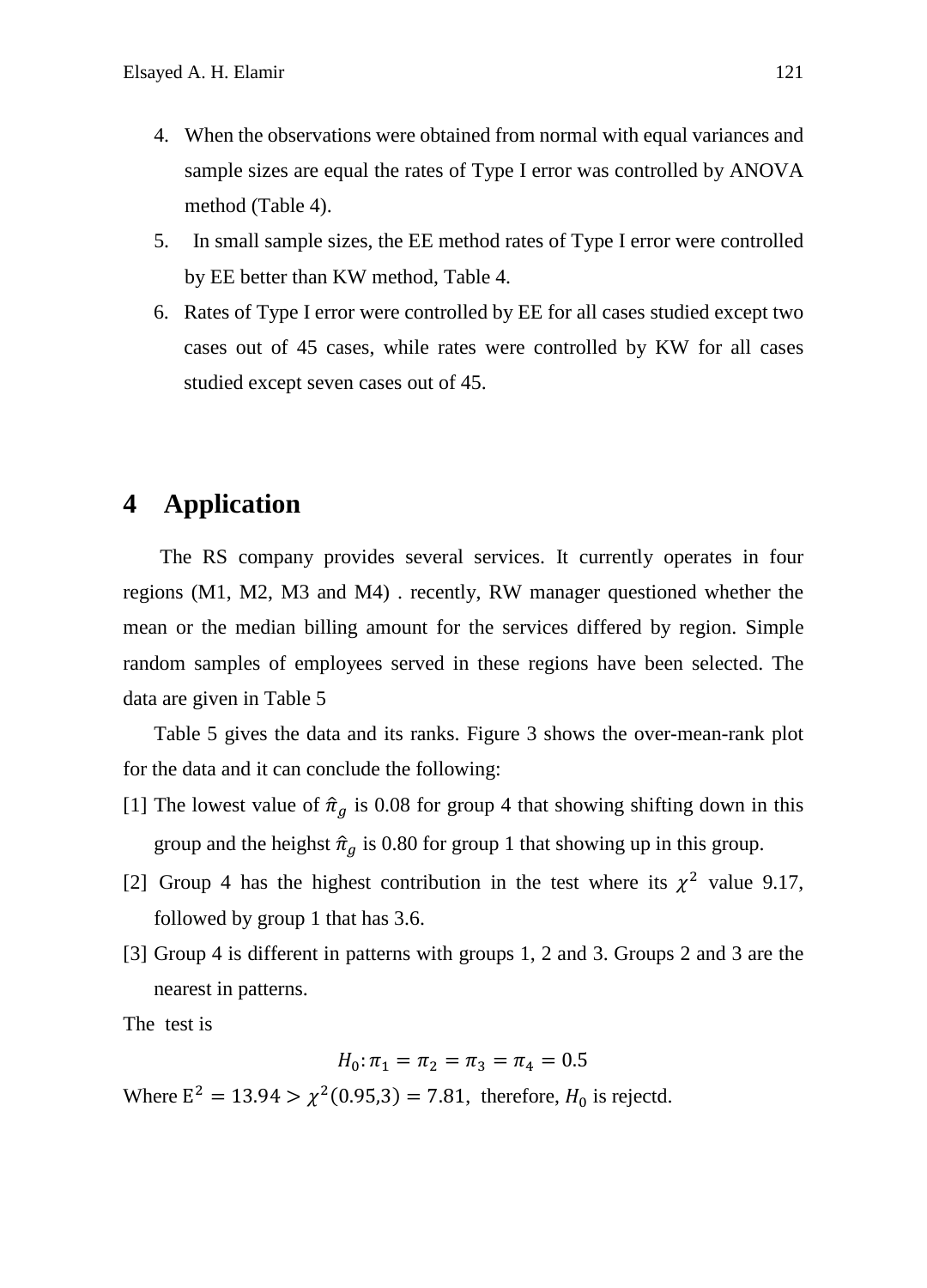4. When the observations were obtained from normal with equal variances and sample sizes are equal the rates of Type I error was controlled by ANOVA method (Table 4).
5. In small sample sizes, the EE method rates of Type I error were controlled by EE better than KW method, Table 4.
6. Rates of Type I error were controlled by EE for all cases studied except two cases out of 45 cases, while rates were controlled by KW for all cases studied except seven cases out of 45.

# 4 Application

The RS company provides several services. It currently operates in four regions (M1, M2, M3 and M4) . recently, RW manager questioned whether the mean or the median billing amount for the services differed by region. Simple random samples of employees served in these regions have been selected. The data are given in Table 5

Table 5 gives the data and its ranks. Figure 3 shows the over-mean-rank plot for the data and it can conclude the following:

[1] The lowest value of $\hat{\pi}_g$ is 0.08 for group 4 that showing shifting down in this group and the heighst $\hat{\pi}_g$ is 0.80 for group 1 that showing up in this group.

[2] Group 4 has the highest contribution in the test where its $\chi^2$ value 9.17, followed by group 1 that has 3.6.

[3] Group 4 is different in patterns with groups 1, 2 and 3. Groups 2 and 3 are the nearest in patterns.

The test is

$$H_0: \pi_1 = \pi_2 = \pi_3 = \pi_4 = 0.5$$

Where $\mathrm{E}^2 = 13.94 > \chi^2(0.95,3) = 7.81$, therefore, $H_0$ is rejectd.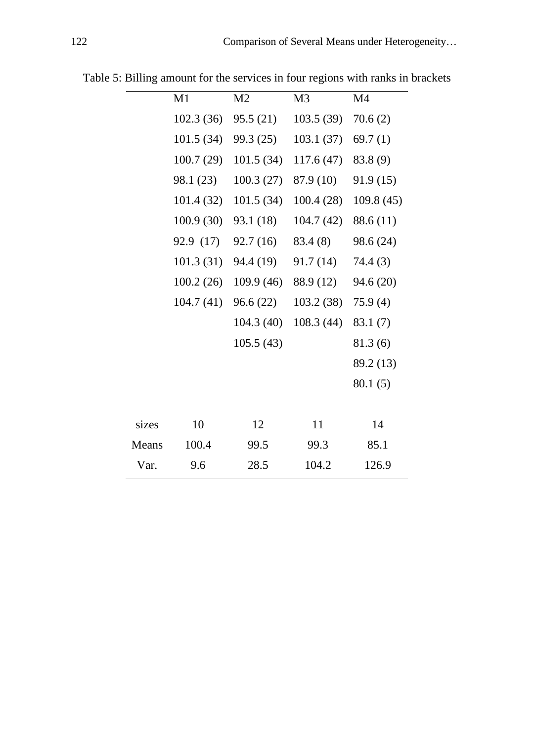Table 5: Billing amount for the services in four regions with ranks in brackets

| | M1 | M2 | M3 | M4 |
|---|---|---|---|---|
| | 102.3 (36) | 95.5 (21) | 103.5 (39) | 70.6 (2) |
| | 101.5 (34) | 99.3 (25) | 103.1 (37) | 69.7 (1) |
| | 100.7 (29) | 101.5 (34) | 117.6 (47) | 83.8 (9) |
| | 98.1 (23) | 100.3 (27) | 87.9 (10) | 91.9 (15) |
| | 101.4 (32) | 101.5 (34) | 100.4 (28) | 109.8 (45) |
| | 100.9 (30) | 93.1 (18) | 104.7 (42) | 88.6 (11) |
| | 92.9 (17) | 92.7 (16) | 83.4 (8) | 98.6 (24) |
| | 101.3 (31) | 94.4 (19) | 91.7 (14) | 74.4 (3) |
| | 100.2 (26) | 109.9 (46) | 88.9 (12) | 94.6 (20) |
| | 104.7 (41) | 96.6 (22) | 103.2 (38) | 75.9 (4) |
| | | 104.3 (40) | 108.3 (44) | 83.1 (7) |
| | | 105.5 (43) | | 81.3 (6) |
| | | | | 89.2 (13) |
| | | | | 80.1 (5) |
| sizes | 10 | 12 | 11 | 14 |
| Means | 100.4 | 99.5 | 99.3 | 85.1 |
| Var. | 9.6 | 28.5 | 104.2 | 126.9 |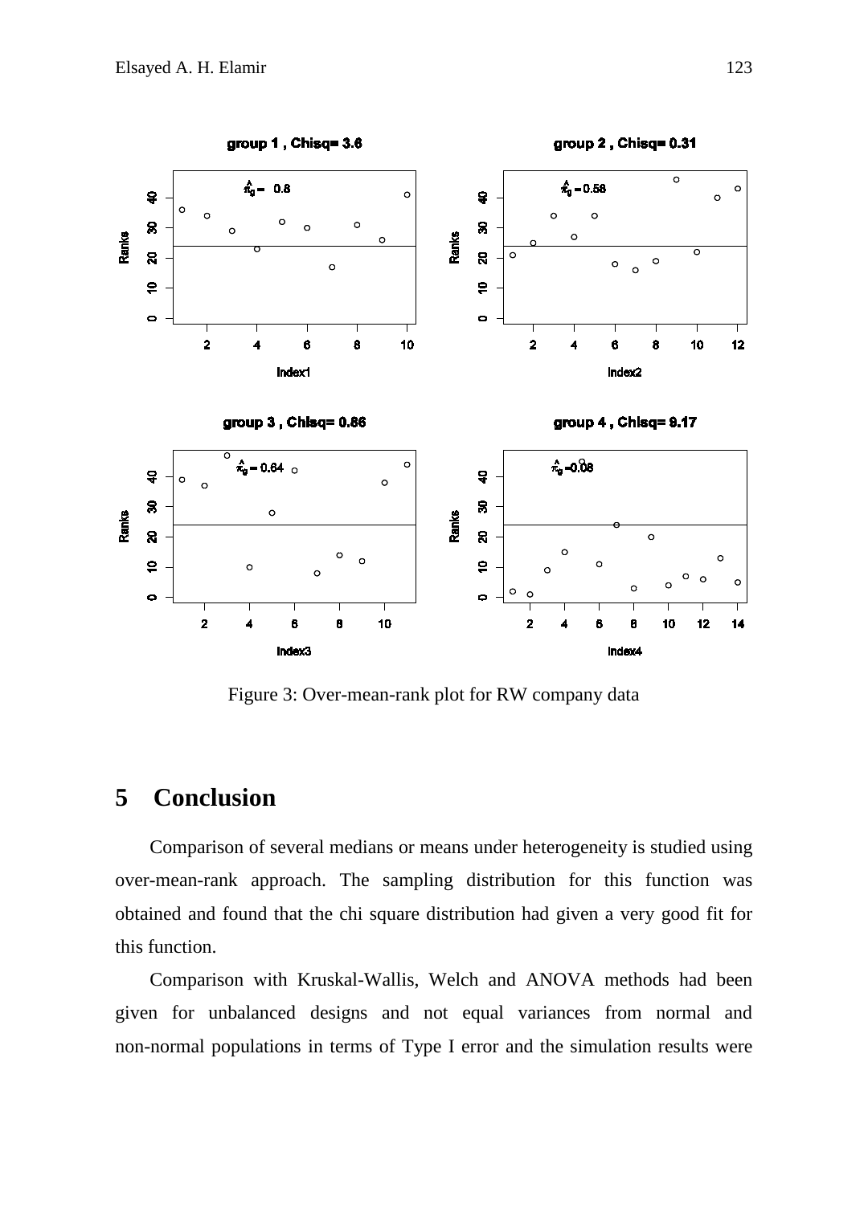Figure 3: Over-mean-rank plot for RW company data

## 5 Conclusion

Comparison of several medians or means under heterogeneity is studied using over-mean-rank approach. The sampling distribution for this function was obtained and found that the chi square distribution had given a very good fit for this function.

Comparison with Kruskal-Wallis, Welch and ANOVA methods had been given for unbalanced designs and not equal variances from normal and non-normal populations in terms of Type I error and the simulation results were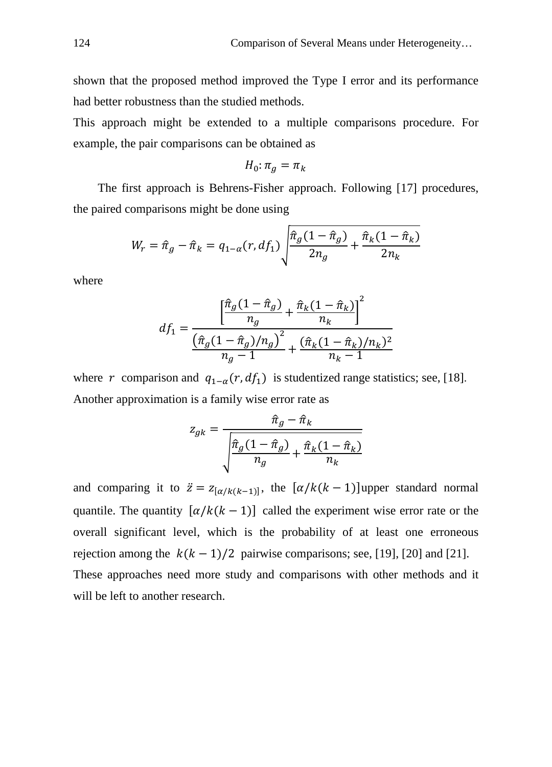shown that the proposed method improved the Type I error and its performance had better robustness than the studied methods.

This approach might be extended to a multiple comparisons procedure. For example, the pair comparisons can be obtained as

$$H_0: \pi_g = \pi_k$$

The first approach is Behrens-Fisher approach. Following [17] procedures, the paired comparisons might be done using

$$W_r = \hat{\pi}_g - \hat{\pi}_k = q_{1-\alpha}(r, df_1)\sqrt{\frac{\hat{\pi}_g(1-\hat{\pi}_g)}{2n_g} + \frac{\hat{\pi}_k(1-\hat{\pi}_k)}{2n_k}}$$

where

$$df_1 = \frac{\left[\frac{\hat{\pi}_g(1-\hat{\pi}_g)}{n_g} + \frac{\hat{\pi}_k(1-\hat{\pi}_k)}{n_k}\right]^2}{\frac{\left(\hat{\pi}_g(1-\hat{\pi}_g)/n_g\right)^2}{n_g-1} + \frac{(\hat{\pi}_k(1-\hat{\pi}_k)/n_k)^2}{n_k-1}}$$

where $r$ comparison and $q_{1-\alpha}(r, df_1)$ is studentized range statistics; see, [18]. Another approximation is a family wise error rate as

$$z_{gk} = \frac{\hat{\pi}_g - \hat{\pi}_k}{\sqrt{\frac{\hat{\pi}_g(1-\hat{\pi}_g)}{n_g} + \frac{\hat{\pi}_k(1-\hat{\pi}_k)}{n_k}}}$$

and comparing it to $\ddot{z} = z_{[\alpha/k(k-1)]}$, the $[\alpha/k(k-1)]$upper standard normal quantile. The quantity $[\alpha/k(k-1)]$ called the experiment wise error rate or the overall significant level, which is the probability of at least one erroneous rejection among the $k(k-1)/2$ pairwise comparisons; see, [19], [20] and [21]. These approaches need more study and comparisons with other methods and it will be left to another research.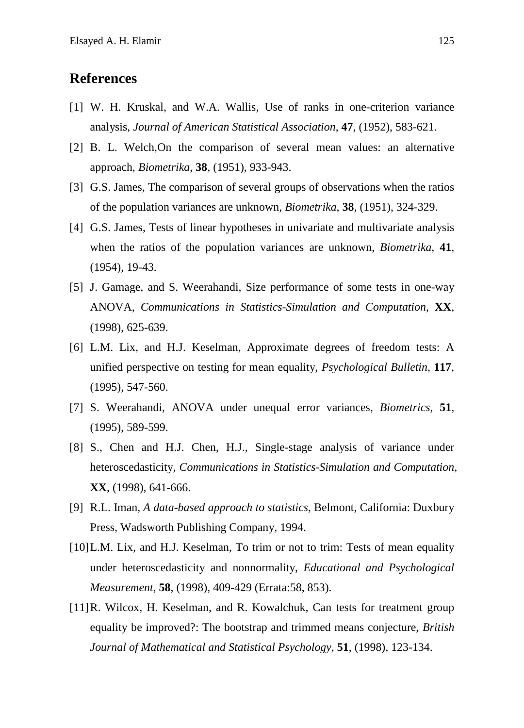## References

[1] W. H. Kruskal, and W.A. Wallis, Use of ranks in one-criterion variance analysis, *Journal of American Statistical Association*, **47**, (1952), 583-621.

[2] B. L. Welch,On the comparison of several mean values: an alternative approach, *Biometrika*, **38**, (1951), 933-943.

[3] G.S. James, The comparison of several groups of observations when the ratios of the population variances are unknown, *Biometrika*, **38**, (1951), 324-329.

[4] G.S. James, Tests of linear hypotheses in univariate and multivariate analysis when the ratios of the population variances are unknown, *Biometrika*, **41**, (1954), 19-43.

[5] J. Gamage, and S. Weerahandi, Size performance of some tests in one-way ANOVA, *Communications in Statistics-Simulation and Computation*, **XX**, (1998), 625-639.

[6] L.M. Lix, and H.J. Keselman, Approximate degrees of freedom tests: A unified perspective on testing for mean equality, *Psychological Bulletin*, **117**, (1995), 547-560.

[7] S. Weerahandi, ANOVA under unequal error variances, *Biometrics*, **51**, (1995), 589-599.

[8] S., Chen and H.J. Chen, H.J., Single-stage analysis of variance under heteroscedasticity, *Communications in Statistics-Simulation and Computation*, **XX**, (1998), 641-666.

[9] R.L. Iman, *A data-based approach to statistics*, Belmont, California: Duxbury Press, Wadsworth Publishing Company, 1994.

[10] L.M. Lix, and H.J. Keselman, To trim or not to trim: Tests of mean equality under heteroscedasticity and nonnormality, *Educational and Psychological Measurement*, **58**, (1998), 409-429 (Errata:58, 853).

[11] R. Wilcox, H. Keselman, and R. Kowalchuk, Can tests for treatment group equality be improved?: The bootstrap and trimmed means conjecture, *British Journal of Mathematical and Statistical Psychology*, **51**, (1998), 123-134.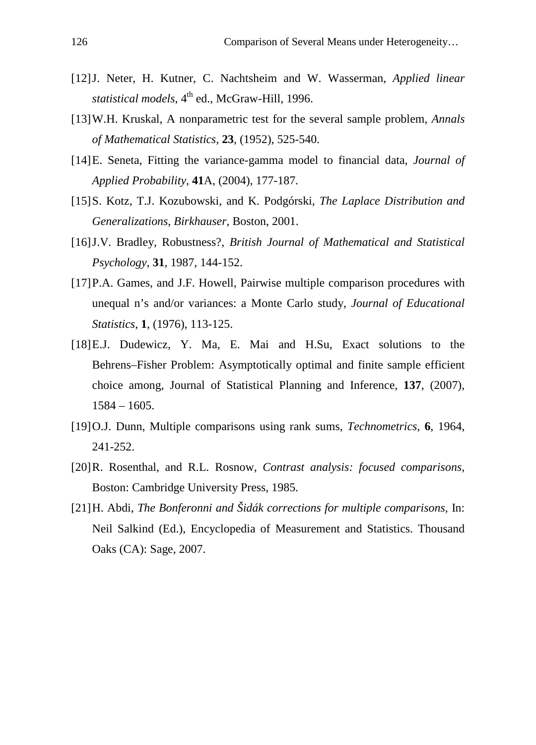[12] J. Neter, H. Kutner, C. Nachtsheim and W. Wasserman, *Applied linear statistical models*, 4th ed., McGraw-Hill, 1996.

[13] W.H. Kruskal, A nonparametric test for the several sample problem, *Annals of Mathematical Statistics*, **23**, (1952), 525-540.

[14] E. Seneta, Fitting the variance-gamma model to financial data, *Journal of Applied Probability*, **41**A, (2004), 177-187.

[15] S. Kotz, T.J. Kozubowski, and K. Podgórski, *The Laplace Distribution and Generalizations*, *Birkhauser*, Boston, 2001.

[16] J.V. Bradley, Robustness?, *British Journal of Mathematical and Statistical Psychology*, **31**, 1987, 144-152.

[17] P.A. Games, and J.F. Howell, Pairwise multiple comparison procedures with unequal n's and/or variances: a Monte Carlo study, *Journal of Educational Statistics*, **1**, (1976), 113-125.

[18] E.J. Dudewicz, Y. Ma, E. Mai and H.Su, Exact solutions to the Behrens–Fisher Problem: Asymptotically optimal and finite sample efficient choice among, Journal of Statistical Planning and Inference, **137**, (2007), 1584 – 1605.

[19] O.J. Dunn, Multiple comparisons using rank sums, *Technometrics*, **6**, 1964, 241-252.

[20] R. Rosenthal, and R.L. Rosnow, *Contrast analysis: focused comparisons*, Boston: Cambridge University Press, 1985.

[21] H. Abdi, *The Bonferonni and Šidák corrections for multiple comparisons*, In: Neil Salkind (Ed.), Encyclopedia of Measurement and Statistics. Thousand Oaks (CA): Sage, 2007.